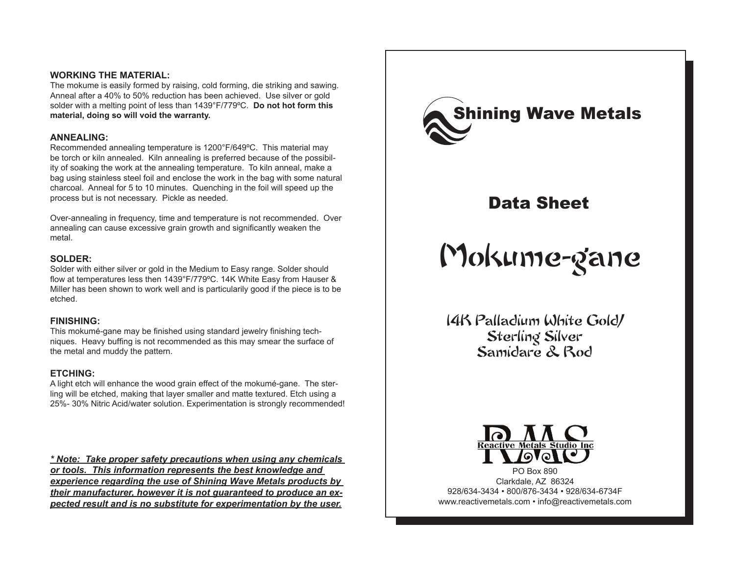**WORKING THE MATERIAL:**
The mokume is easily formed by raising, cold forming, die striking and sawing. Anneal after a 40% to 50% reduction has been achieved. Use silver or gold solder with a melting point of less than 1439°F/779ºC. **Do not hot form this material, doing so will void the warranty.**

**ANNEALING:**
Recommended annealing temperature is 1200°F/649ºC. This material may be torch or kiln annealed. Kiln annealing is preferred because of the possibility of soaking the work at the annealing temperature. To kiln anneal, make a bag using stainless steel foil and enclose the work in the bag with some natural charcoal. Anneal for 5 to 10 minutes. Quenching in the foil will speed up the process but is not necessary. Pickle as needed.

Over-annealing in frequency, time and temperature is not recommended. Over annealing can cause excessive grain growth and significantly weaken the metal.

**SOLDER:**
Solder with either silver or gold in the Medium to Easy range. Solder should flow at temperatures less then 1439°F/779ºC. 14K White Easy from Hauser & Miller has been shown to work well and is particularily good if the piece is to be etched.

**FINISHING:**
This mokumé-gane may be finished using standard jewelry finishing techniques. Heavy buffing is not recommended as this may smear the surface of the metal and muddy the pattern.

**ETCHING:**
A light etch will enhance the wood grain effect of the mokumé-gane. The sterling will be etched, making that layer smaller and matte textured. Etch using a 25%- 30% Nitric Acid/water solution. Experimentation is strongly recommended!

***\* Note: Take proper safety precautions when using any chemicals or tools. This information represents the best knowledge and experience regarding the use of Shining Wave Metals products by their manufacturer, however it is not guaranteed to produce an expected result and is no substitute for experimentation by the user.***

Shining Wave Metals

# Data Sheet

# Mokume-gane

## 14K Palladium White Gold/ Sterling Silver Samidare & Rod

RMS
Reactive Metals Studio Inc

PO Box 890
Clarkdale, AZ 86324
928/634-3434 • 800/876-3434 • 928/634-6734F
www.reactivemetals.com • info@reactivemetals.com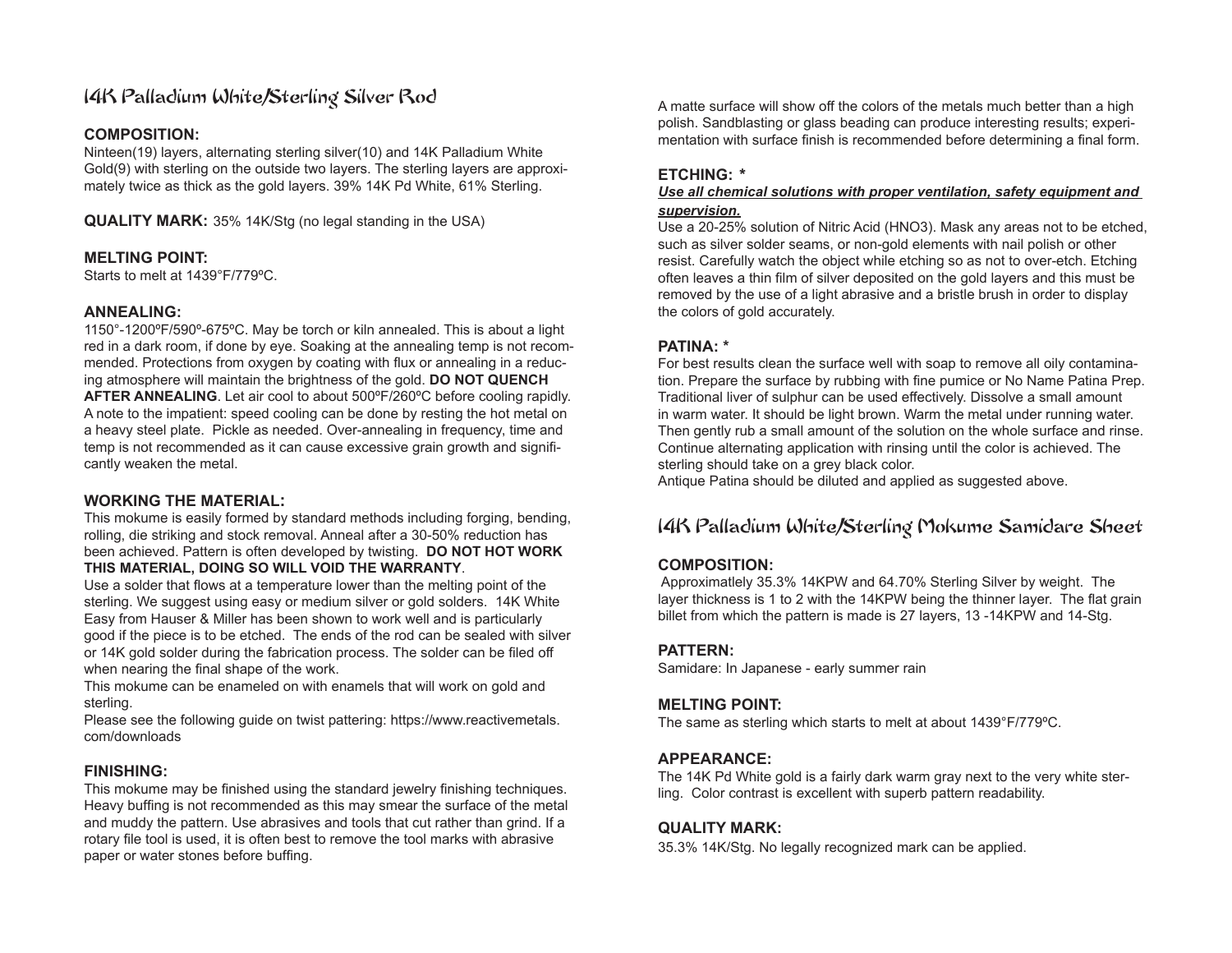## 14K Palladium White/Sterling Silver Rod

**COMPOSITION:**
Ninteen(19) layers, alternating sterling silver(10) and 14K Palladium White Gold(9) with sterling on the outside two layers. The sterling layers are approximately twice as thick as the gold layers. 39% 14K Pd White, 61% Sterling.

**QUALITY MARK:** 35% 14K/Stg (no legal standing in the USA)

**MELTING POINT:**
Starts to melt at 1439°F/779ºC.

**ANNEALING:**
1150°-1200ºF/590º-675ºC. May be torch or kiln annealed. This is about a light red in a dark room, if done by eye. Soaking at the annealing temp is not recommended. Protections from oxygen by coating with flux or annealing in a reducing atmosphere will maintain the brightness of the gold. **DO NOT QUENCH AFTER ANNEALING**. Let air cool to about 500ºF/260ºC before cooling rapidly. A note to the impatient: speed cooling can be done by resting the hot metal on a heavy steel plate. Pickle as needed. Over-annealing in frequency, time and temp is not recommended as it can cause excessive grain growth and significantly weaken the metal.

**WORKING THE MATERIAL:**
This mokume is easily formed by standard methods including forging, bending, rolling, die striking and stock removal. Anneal after a 30-50% reduction has been achieved. Pattern is often developed by twisting. **DO NOT HOT WORK THIS MATERIAL, DOING SO WILL VOID THE WARRANTY**.
Use a solder that flows at a temperature lower than the melting point of the sterling. We suggest using easy or medium silver or gold solders. 14K White Easy from Hauser & Miller has been shown to work well and is particularly good if the piece is to be etched. The ends of the rod can be sealed with silver or 14K gold solder during the fabrication process. The solder can be filed off when nearing the final shape of the work.
This mokume can be enameled on with enamels that will work on gold and sterling.
Please see the following guide on twist pattering: https://www.reactivemetals.com/downloads

**FINISHING:**
This mokume may be finished using the standard jewelry finishing techniques. Heavy buffing is not recommended as this may smear the surface of the metal and muddy the pattern. Use abrasives and tools that cut rather than grind. If a rotary file tool is used, it is often best to remove the tool marks with abrasive paper or water stones before buffing.

A matte surface will show off the colors of the metals much better than a high polish. Sandblasting or glass beading can produce interesting results; experimentation with surface finish is recommended before determining a final form.

**ETCHING: ***
***Use all chemical solutions with proper ventilation, safety equipment and supervision.***
Use a 20-25% solution of Nitric Acid ($HNO_3$). Mask any areas not to be etched, such as silver solder seams, or non-gold elements with nail polish or other resist. Carefully watch the object while etching so as not to over-etch. Etching often leaves a thin film of silver deposited on the gold layers and this must be removed by the use of a light abrasive and a bristle brush in order to display the colors of gold accurately.

**PATINA: ***
For best results clean the surface well with soap to remove all oily contamination. Prepare the surface by rubbing with fine pumice or No Name Patina Prep. Traditional liver of sulphur can be used effectively. Dissolve a small amount in warm water. It should be light brown. Warm the metal under running water. Then gently rub a small amount of the solution on the whole surface and rinse. Continue alternating application with rinsing until the color is achieved. The sterling should take on a grey black color.
Antique Patina should be diluted and applied as suggested above.

## 14K Palladium White/Sterling Mokume Samidare Sheet

**COMPOSITION:**
Approximatlely 35.3% 14KPW and 64.70% Sterling Silver by weight. The layer thickness is 1 to 2 with the 14KPW being the thinner layer. The flat grain billet from which the pattern is made is 27 layers, 13 -14KPW and 14-Stg.

**PATTERN:**
Samidare: In Japanese - early summer rain

**MELTING POINT:**
The same as sterling which starts to melt at about 1439°F/779ºC.

**APPEARANCE:**
The 14K Pd White gold is a fairly dark warm gray next to the very white sterling. Color contrast is excellent with superb pattern readability.

**QUALITY MARK:**
35.3% 14K/Stg. No legally recognized mark can be applied.